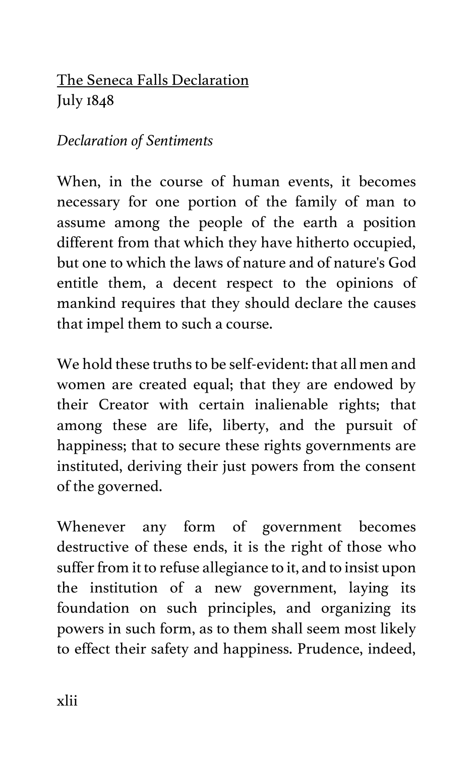The Seneca Falls Declaration
July 1848

*Declaration of Sentiments*

When, in the course of human events, it becomes necessary for one portion of the family of man to assume among the people of the earth a position different from that which they have hitherto occupied, but one to which the laws of nature and of nature's God entitle them, a decent respect to the opinions of mankind requires that they should declare the causes that impel them to such a course.

We hold these truths to be self-evident: that all men and women are created equal; that they are endowed by their Creator with certain inalienable rights; that among these are life, liberty, and the pursuit of happiness; that to secure these rights governments are instituted, deriving their just powers from the consent of the governed.

Whenever any form of government becomes destructive of these ends, it is the right of those who suffer from it to refuse allegiance to it, and to insist upon the institution of a new government, laying its foundation on such principles, and organizing its powers in such form, as to them shall seem most likely to effect their safety and happiness. Prudence, indeed,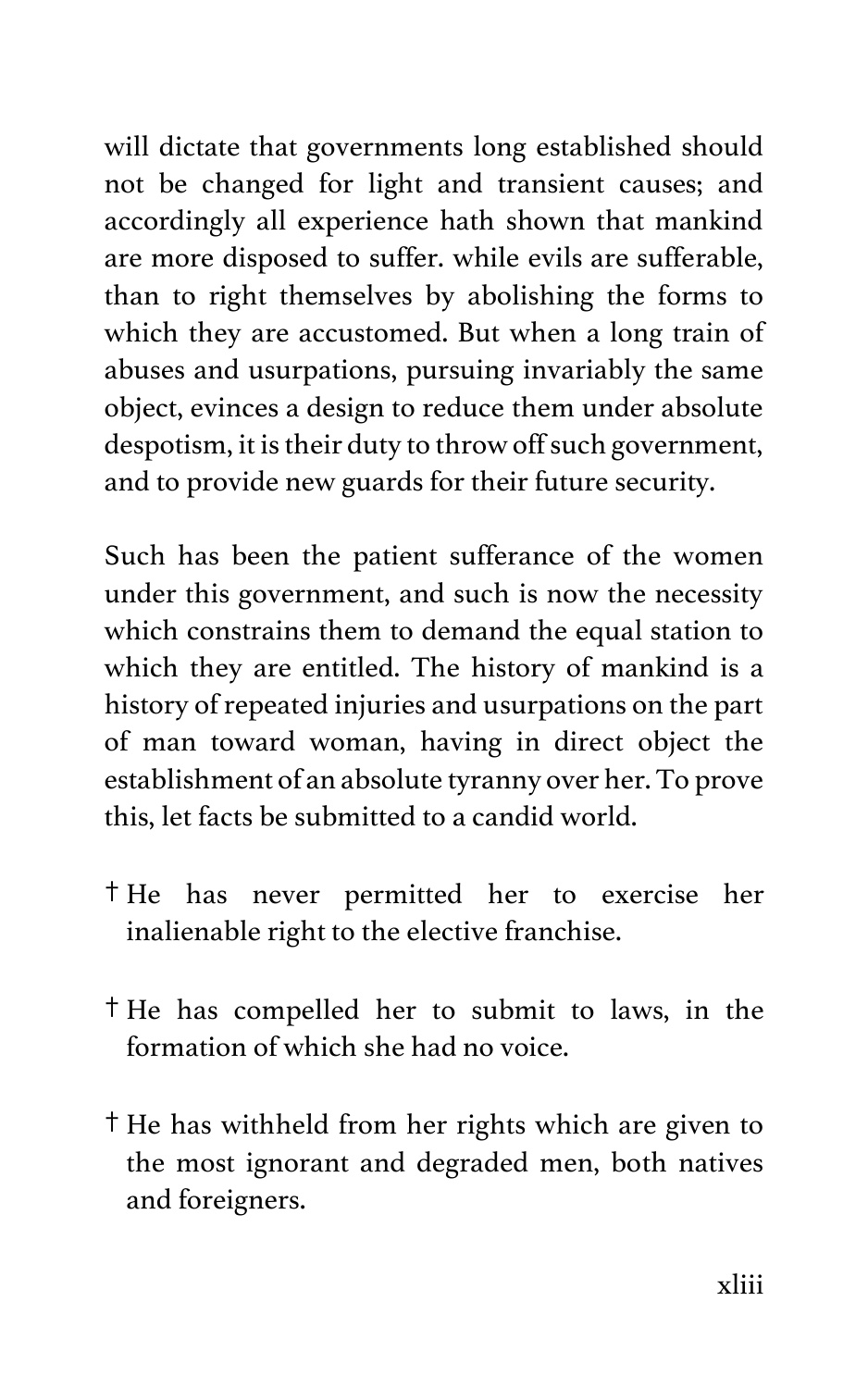will dictate that governments long established should not be changed for light and transient causes; and accordingly all experience hath shown that mankind are more disposed to suffer. while evils are sufferable, than to right themselves by abolishing the forms to which they are accustomed. But when a long train of abuses and usurpations, pursuing invariably the same object, evinces a design to reduce them under absolute despotism, it is their duty to throw off such government, and to provide new guards for their future security.

Such has been the patient sufferance of the women under this government, and such is now the necessity which constrains them to demand the equal station to which they are entitled. The history of mankind is a history of repeated injuries and usurpations on the part of man toward woman, having in direct object the establishment of an absolute tyranny over her. To prove this, let facts be submitted to a candid world.

† He has never permitted her to exercise her inalienable right to the elective franchise.

† He has compelled her to submit to laws, in the formation of which she had no voice.

† He has withheld from her rights which are given to the most ignorant and degraded men, both natives and foreigners.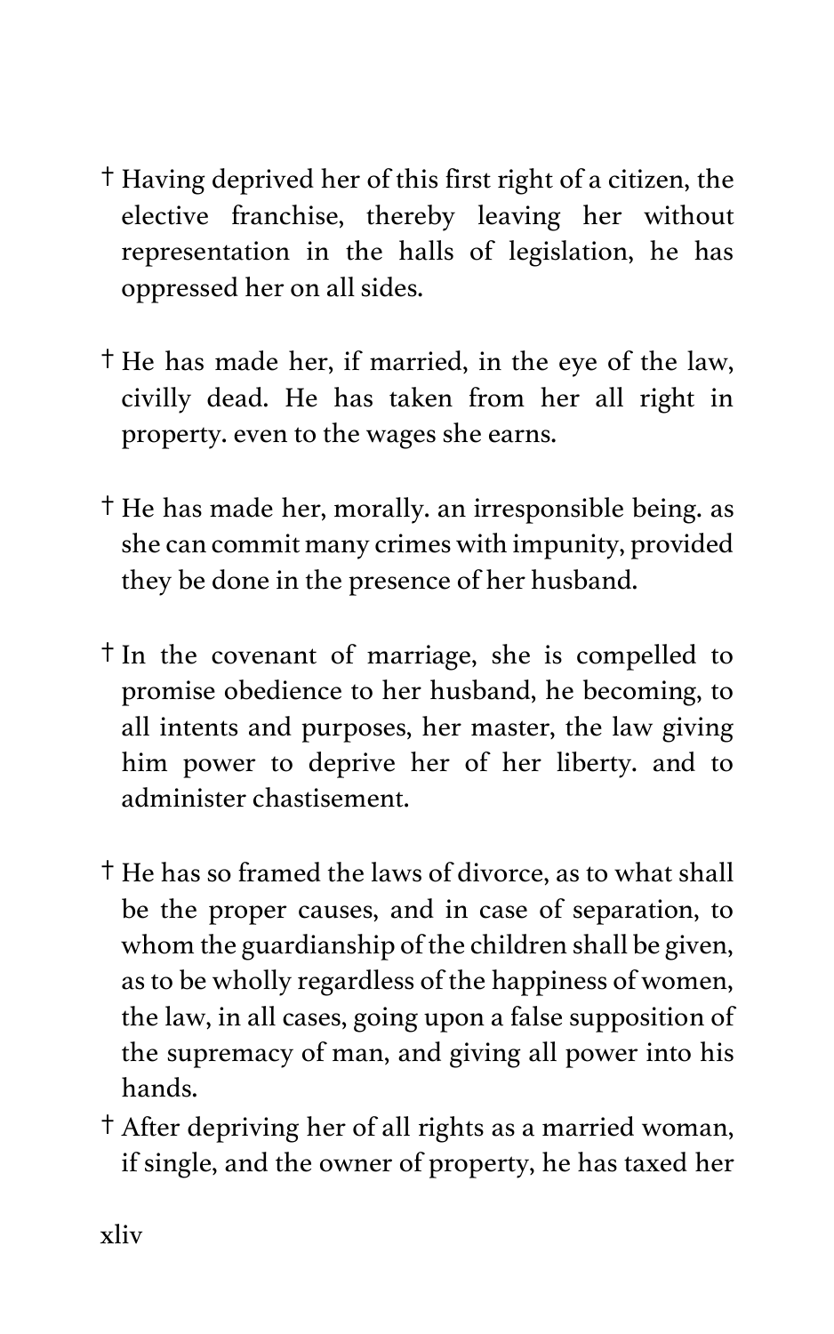† Having deprived her of this first right of a citizen, the elective franchise, thereby leaving her without representation in the halls of legislation, he has oppressed her on all sides.

† He has made her, if married, in the eye of the law, civilly dead. He has taken from her all right in property. even to the wages she earns.

† He has made her, morally. an irresponsible being. as she can commit many crimes with impunity, provided they be done in the presence of her husband.

† In the covenant of marriage, she is compelled to promise obedience to her husband, he becoming, to all intents and purposes, her master, the law giving him power to deprive her of her liberty. and to administer chastisement.

† He has so framed the laws of divorce, as to what shall be the proper causes, and in case of separation, to whom the guardianship of the children shall be given, as to be wholly regardless of the happiness of women, the law, in all cases, going upon a false supposition of the supremacy of man, and giving all power into his hands.

† After depriving her of all rights as a married woman, if single, and the owner of property, he has taxed her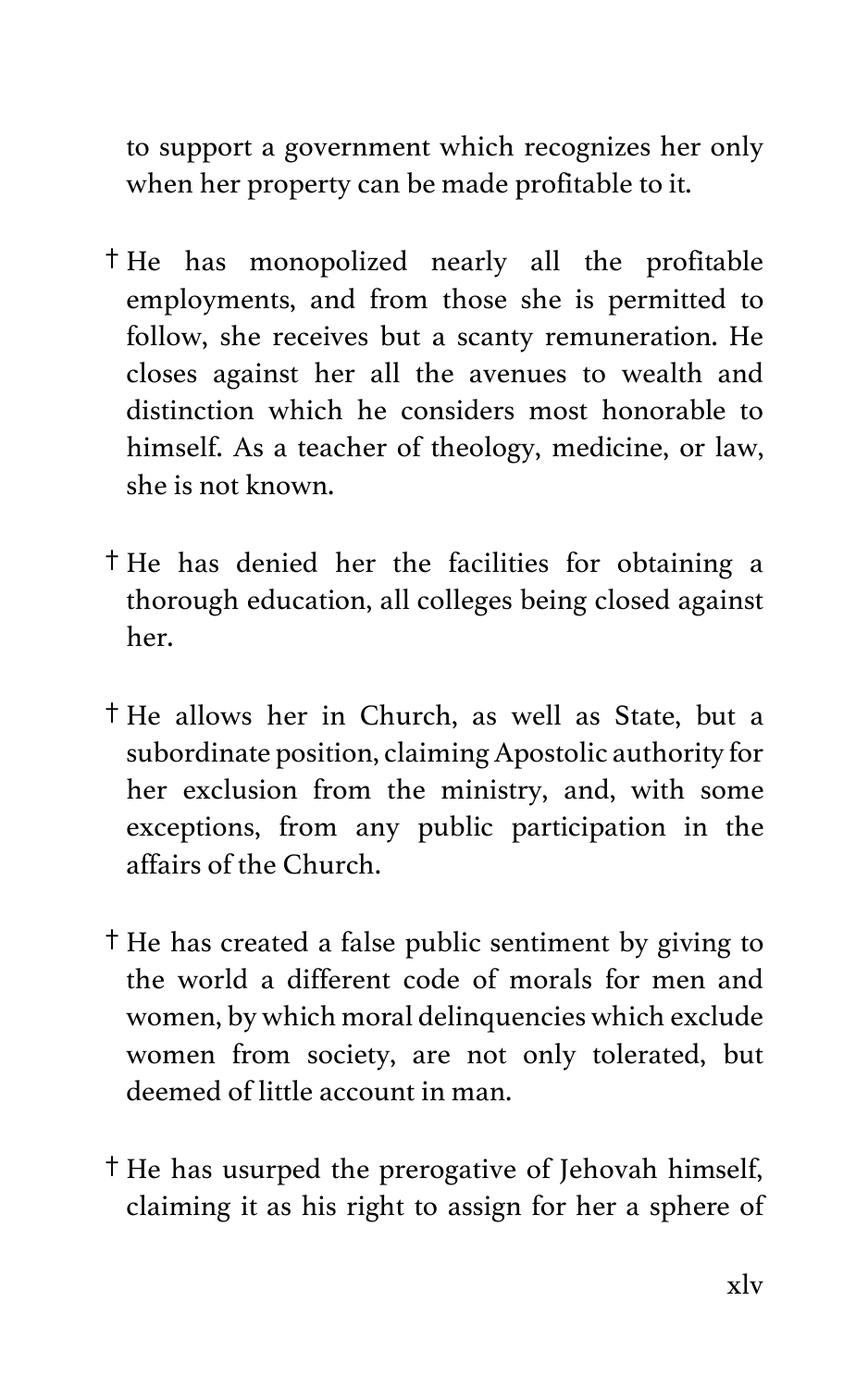to support a government which recognizes her only when her property can be made profitable to it.

† He has monopolized nearly all the profitable employments, and from those she is permitted to follow, she receives but a scanty remuneration. He closes against her all the avenues to wealth and distinction which he considers most honorable to himself. As a teacher of theology, medicine, or law, she is not known.

† He has denied her the facilities for obtaining a thorough education, all colleges being closed against her.

† He allows her in Church, as well as State, but a subordinate position, claiming Apostolic authority for her exclusion from the ministry, and, with some exceptions, from any public participation in the affairs of the Church.

† He has created a false public sentiment by giving to the world a different code of morals for men and women, by which moral delinquencies which exclude women from society, are not only tolerated, but deemed of little account in man.

† He has usurped the prerogative of Jehovah himself, claiming it as his right to assign for her a sphere of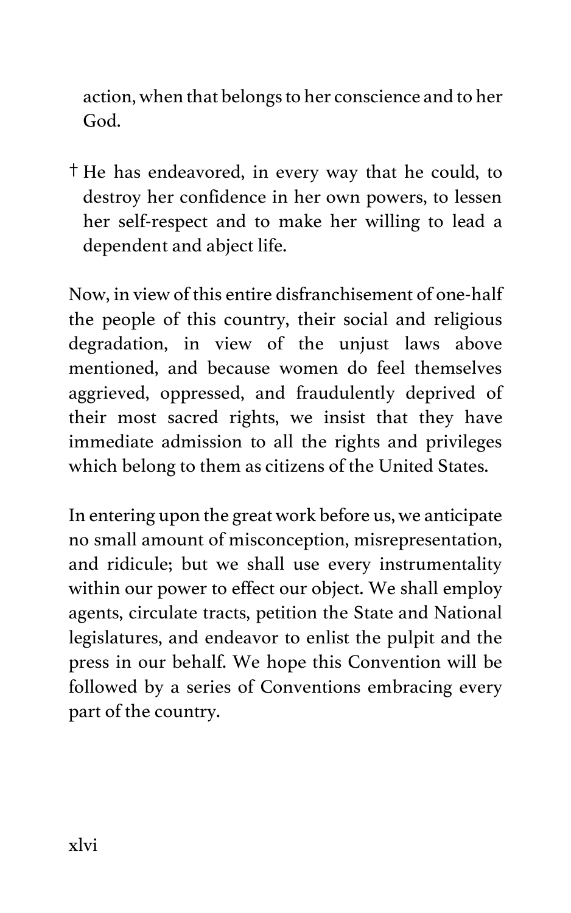action, when that belongs to her conscience and to her God.

† He has endeavored, in every way that he could, to destroy her confidence in her own powers, to lessen her self-respect and to make her willing to lead a dependent and abject life.

Now, in view of this entire disfranchisement of one-half the people of this country, their social and religious degradation, in view of the unjust laws above mentioned, and because women do feel themselves aggrieved, oppressed, and fraudulently deprived of their most sacred rights, we insist that they have immediate admission to all the rights and privileges which belong to them as citizens of the United States.

In entering upon the great work before us, we anticipate no small amount of misconception, misrepresentation, and ridicule; but we shall use every instrumentality within our power to effect our object. We shall employ agents, circulate tracts, petition the State and National legislatures, and endeavor to enlist the pulpit and the press in our behalf. We hope this Convention will be followed by a series of Conventions embracing every part of the country.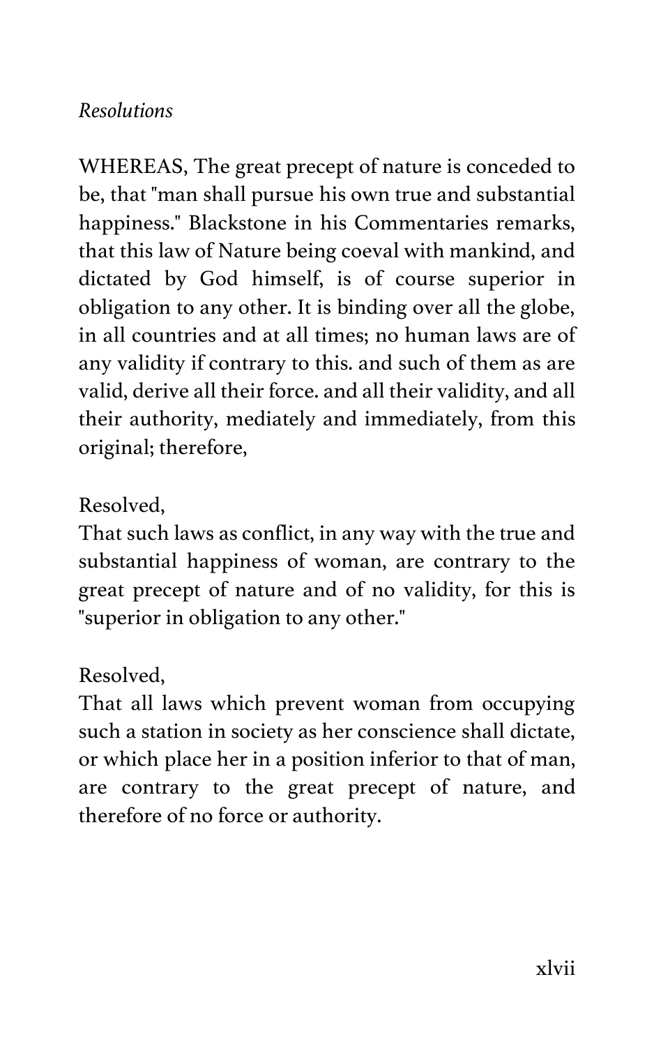*Resolutions*

WHEREAS, The great precept of nature is conceded to be, that "man shall pursue his own true and substantial happiness." Blackstone in his Commentaries remarks, that this law of Nature being coeval with mankind, and dictated by God himself, is of course superior in obligation to any other. It is binding over all the globe, in all countries and at all times; no human laws are of any validity if contrary to this. and such of them as are valid, derive all their force. and all their validity, and all their authority, mediately and immediately, from this original; therefore,

Resolved,
That such laws as conflict, in any way with the true and substantial happiness of woman, are contrary to the great precept of nature and of no validity, for this is "superior in obligation to any other."

Resolved,
That all laws which prevent woman from occupying such a station in society as her conscience shall dictate, or which place her in a position inferior to that of man, are contrary to the great precept of nature, and therefore of no force or authority.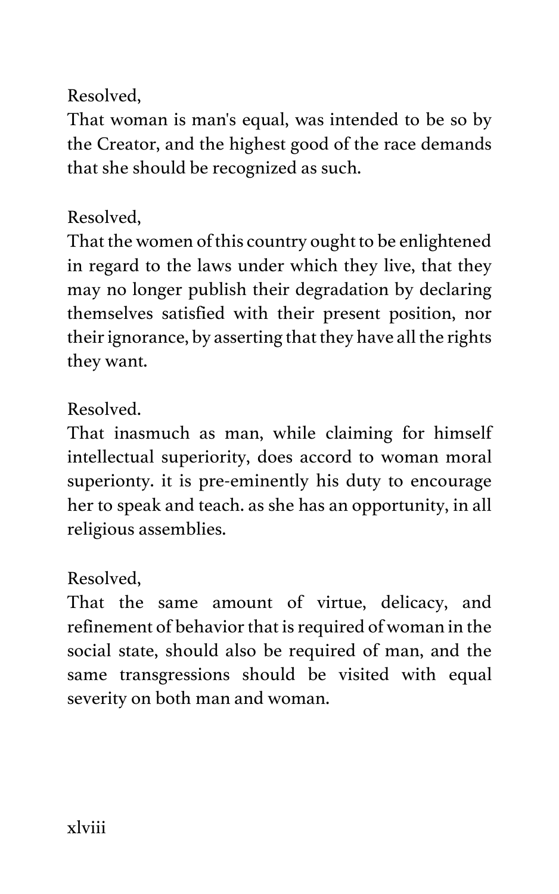Resolved,
That woman is man's equal, was intended to be so by the Creator, and the highest good of the race demands that she should be recognized as such.

Resolved,
That the women of this country ought to be enlightened in regard to the laws under which they live, that they may no longer publish their degradation by declaring themselves satisfied with their present position, nor their ignorance, by asserting that they have all the rights they want.

Resolved.
That inasmuch as man, while claiming for himself intellectual superiority, does accord to woman moral superionty. it is pre-eminently his duty to encourage her to speak and teach. as she has an opportunity, in all religious assemblies.

Resolved,
That the same amount of virtue, delicacy, and refinement of behavior that is required of woman in the social state, should also be required of man, and the same transgressions should be visited with equal severity on both man and woman.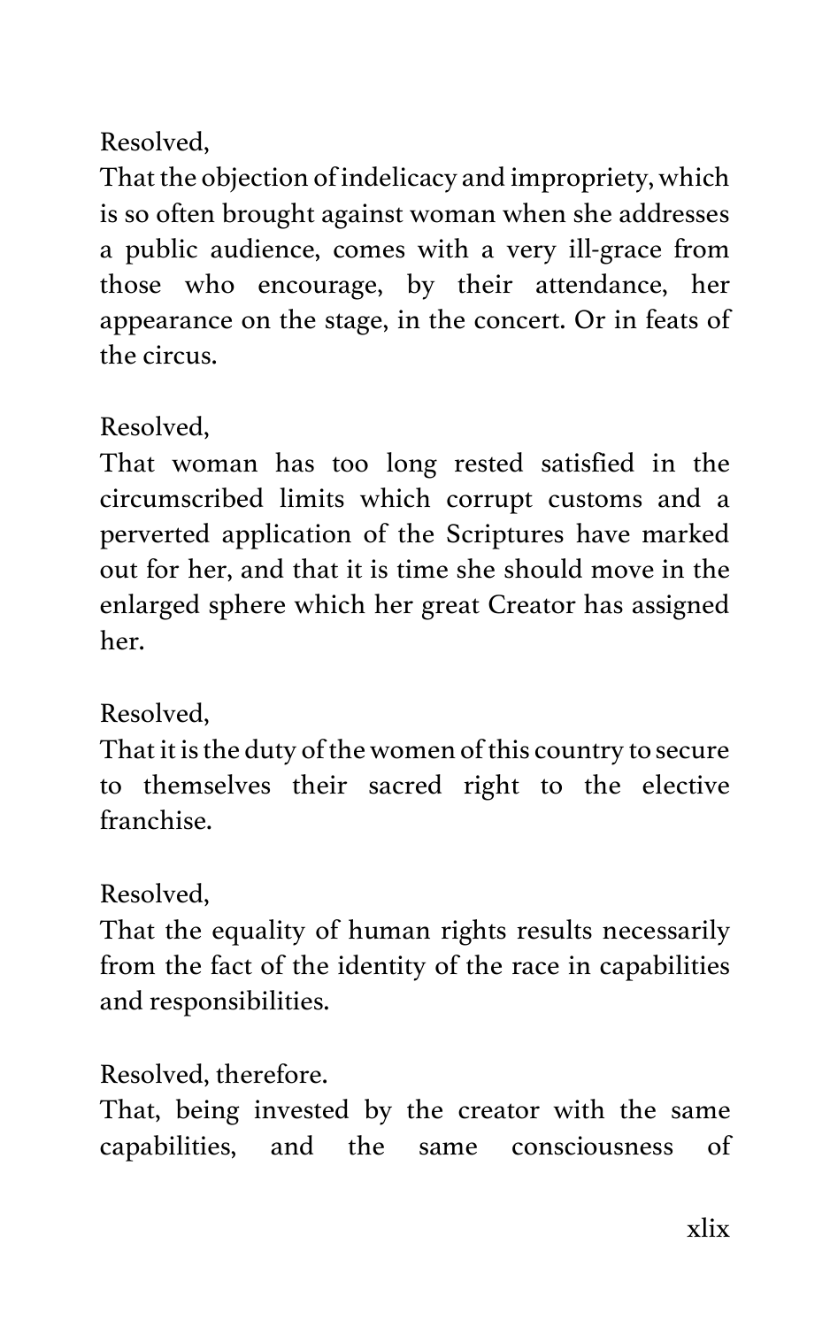Resolved,

That the objection of indelicacy and impropriety, which is so often brought against woman when she addresses a public audience, comes with a very ill-grace from those who encourage, by their attendance, her appearance on the stage, in the concert. Or in feats of the circus.

Resolved,

That woman has too long rested satisfied in the circumscribed limits which corrupt customs and a perverted application of the Scriptures have marked out for her, and that it is time she should move in the enlarged sphere which her great Creator has assigned her.

Resolved,

That it is the duty of the women of this country to secure to themselves their sacred right to the elective franchise.

Resolved,

That the equality of human rights results necessarily from the fact of the identity of the race in capabilities and responsibilities.

Resolved, therefore.

That, being invested by the creator with the same capabilities, and the same consciousness of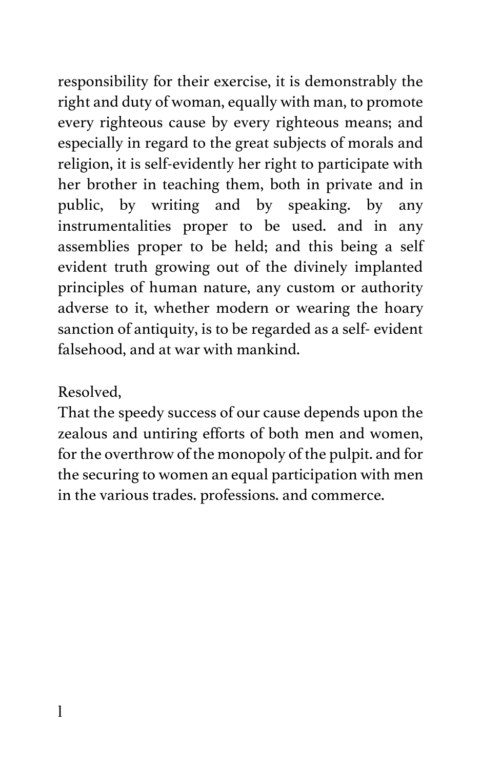responsibility for their exercise, it is demonstrably the right and duty of woman, equally with man, to promote every righteous cause by every righteous means; and especially in regard to the great subjects of morals and religion, it is self-evidently her right to participate with her brother in teaching them, both in private and in public, by writing and by speaking. by any instrumentalities proper to be used. and in any assemblies proper to be held; and this being a self evident truth growing out of the divinely implanted principles of human nature, any custom or authority adverse to it, whether modern or wearing the hoary sanction of antiquity, is to be regarded as a self- evident falsehood, and at war with mankind.

Resolved,
That the speedy success of our cause depends upon the zealous and untiring efforts of both men and women, for the overthrow of the monopoly of the pulpit. and for the securing to women an equal participation with men in the various trades. professions. and commerce.